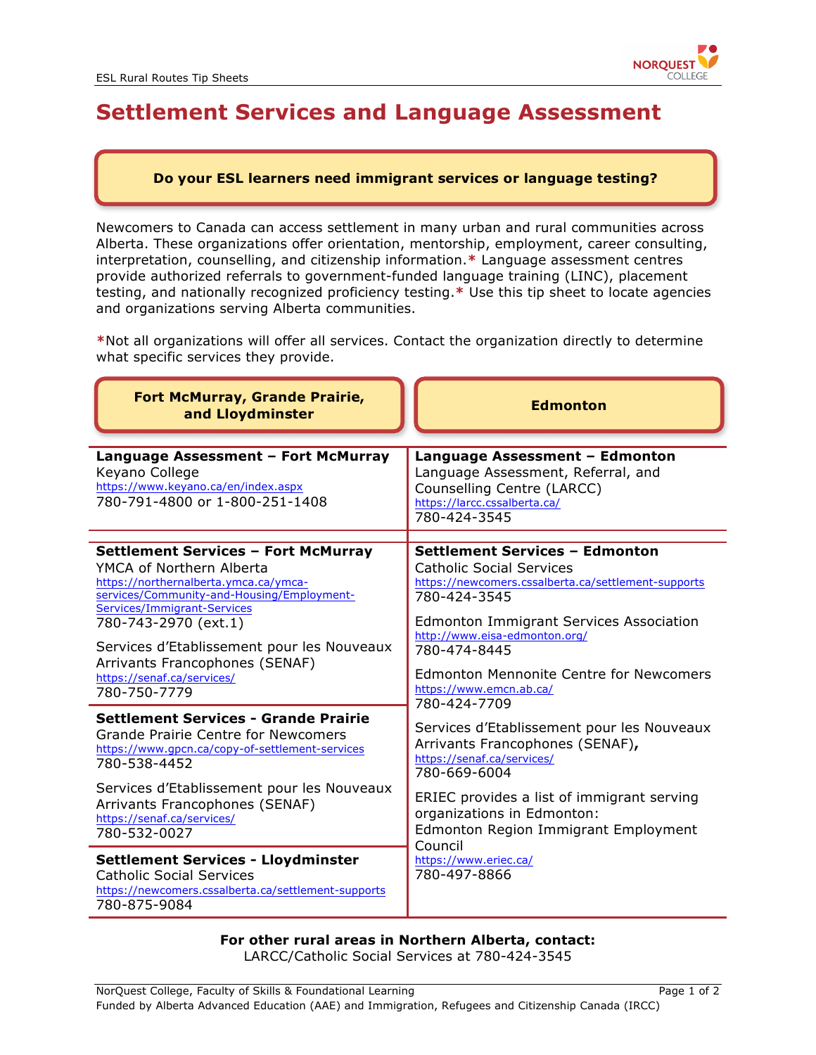# Settlement Services and Language Assessment

**Do your ESL learners need immigrant services or language testing?**

Newcomers to Canada can access settlement in many urban and rural communities across Alberta. These organizations offer orientation, mentorship, employment, career consulting, interpretation, counselling, and citizenship information.* Language assessment centres provide authorized referrals to government-funded language training (LINC), placement testing, and nationally recognized proficiency testing.* Use this tip sheet to locate agencies and organizations serving Alberta communities.

*Not all organizations will offer all services. Contact the organization directly to determine what specific services they provide.

## Fort McMurray, Grande Prairie, and Lloydminster

**Language Assessment – Fort McMurray**
Keyano College
https://www.keyano.ca/en/index.aspx
780-791-4800 or 1-800-251-1408

**Settlement Services – Fort McMurray**
YMCA of Northern Alberta
https://northernalberta.ymca.ca/ymca-services/Community-and-Housing/Employment-Services/Immigrant-Services
780-743-2970 (ext.1)

Services d'Etablissement pour les Nouveaux Arrivants Francophones (SENAF)
https://senaf.ca/services/
780-750-7779

**Settlement Services - Grande Prairie**
Grande Prairie Centre for Newcomers
https://www.gpcn.ca/copy-of-settlement-services
780-538-4452

Services d'Etablissement pour les Nouveaux Arrivants Francophones (SENAF)
https://senaf.ca/services/
780-532-0027

**Settlement Services - Lloydminster**
Catholic Social Services
https://newcomers.cssalberta.ca/settlement-supports
780-875-9084

## Edmonton

**Language Assessment – Edmonton**
Language Assessment, Referral, and Counselling Centre (LARCC)
https://larcc.cssalberta.ca/
780-424-3545

**Settlement Services – Edmonton**
Catholic Social Services
https://newcomers.cssalberta.ca/settlement-supports
780-424-3545

Edmonton Immigrant Services Association
http://www.eisa-edmonton.org/
780-474-8445

Edmonton Mennonite Centre for Newcomers
https://www.emcn.ab.ca/
780-424-7709

Services d'Etablissement pour les Nouveaux Arrivants Francophones (SENAF),
https://senaf.ca/services/
780-669-6004

ERIEC provides a list of immigrant serving organizations in Edmonton:
Edmonton Region Immigrant Employment Council
https://www.eriec.ca/
780-497-8866

**For other rural areas in Northern Alberta, contact:**
LARCC/Catholic Social Services at 780-424-3545

NorQuest College, Faculty of Skills & Foundational Learning
Funded by Alberta Advanced Education (AAE) and Immigration, Refugees and Citizenship Canada (IRCC)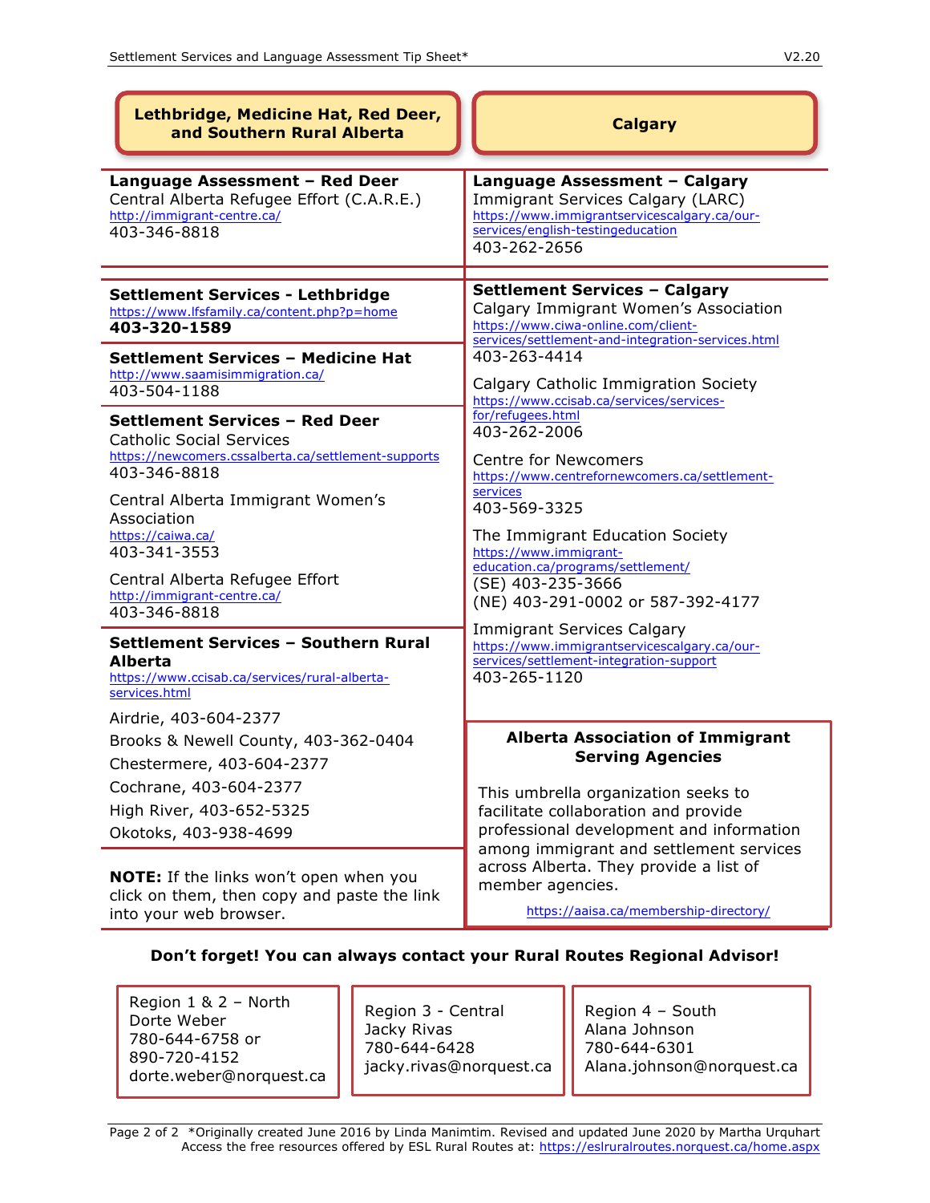## Lethbridge, Medicine Hat, Red Deer, and Southern Rural Alberta

**Language Assessment – Red Deer**
Central Alberta Refugee Effort (C.A.R.E.)
http://immigrant-centre.ca/
403-346-8818

**Settlement Services - Lethbridge**
https://www.lfsfamily.ca/content.php?p=home
**403-320-1589**

**Settlement Services – Medicine Hat**
http://www.saamisimmigration.ca/
403-504-1188

**Settlement Services – Red Deer**
Catholic Social Services
https://newcomers.cssalberta.ca/settlement-supports
403-346-8818

Central Alberta Immigrant Women's Association
https://caiwa.ca/
403-341-3553

Central Alberta Refugee Effort
http://immigrant-centre.ca/
403-346-8818

**Settlement Services – Southern Rural Alberta**
https://www.ccisab.ca/services/rural-alberta-services.html

Airdrie, 403-604-2377
Brooks & Newell County, 403-362-0404
Chestermere, 403-604-2377
Cochrane, 403-604-2377
High River, 403-652-5325
Okotoks, 403-938-4699

**NOTE:** If the links won't open when you click on them, then copy and paste the link into your web browser.

## Calgary

**Language Assessment – Calgary**
Immigrant Services Calgary (LARC)
https://www.immigrantservicescalgary.ca/our-services/english-testingeducation
403-262-2656

**Settlement Services – Calgary**
Calgary Immigrant Women's Association
https://www.ciwa-online.com/client-services/settlement-and-integration-services.html
403-263-4414

Calgary Catholic Immigration Society
https://www.ccisab.ca/services/services-for/refugees.html
403-262-2006

Centre for Newcomers
https://www.centrefornewcomers.ca/settlement-services
403-569-3325

The Immigrant Education Society
https://www.immigrant-education.ca/programs/settlement/
(SE) 403-235-3666
(NE) 403-291-0002 or 587-392-4177

Immigrant Services Calgary
https://www.immigrantservicescalgary.ca/our-services/settlement-integration-support
403-265-1120

### Alberta Association of Immigrant Serving Agencies

This umbrella organization seeks to facilitate collaboration and provide professional development and information among immigrant and settlement services across Alberta. They provide a list of member agencies.

https://aaisa.ca/membership-directory/

**Don't forget! You can always contact your Rural Routes Regional Advisor!**

Region 1 & 2 – North
Dorte Weber
780-644-6758 or
890-720-4152
dorte.weber@norquest.ca

Region 3 - Central
Jacky Rivas
780-644-6428
jacky.rivas@norquest.ca

Region 4 – South
Alana Johnson
780-644-6301
Alana.johnson@norquest.ca

*Originally created June 2016 by Linda Manimtim. Revised and updated June 2020 by Martha Urquhart
Access the free resources offered by ESL Rural Routes at: https://eslruralroutes.norquest.ca/home.aspx